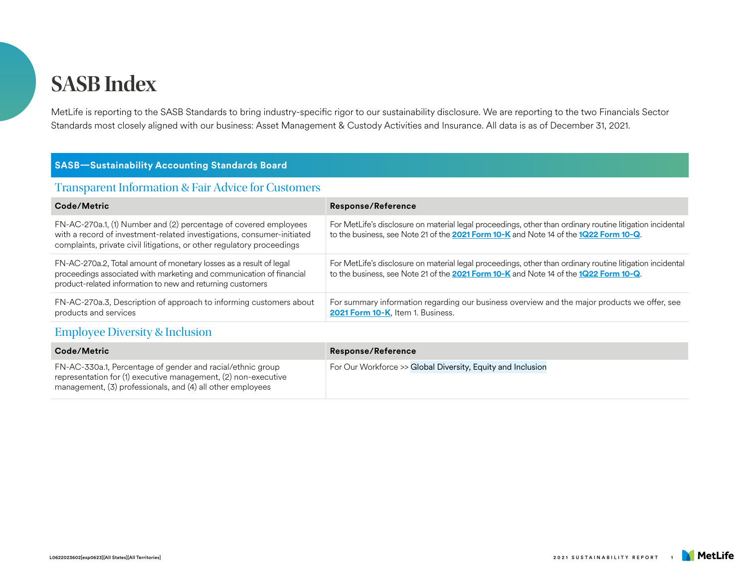# SASB Index

MetLife is reporting to the SASB Standards to bring industry-specific rigor to our sustainability disclosure. We are reporting to the two Financials Sector Standards most closely aligned with our business: Asset Management & Custody Activities and Insurance. All data is as of December 31, 2021.

## SASB—Sustainability Accounting Standards Board

### Transparent Information & Fair Advice for Customers

| Code/Metric | Response/Reference |
|---|---|
| FN-AC-270a.1, (1) Number and (2) percentage of covered employees with a record of investment-related investigations, consumer-initiated complaints, private civil litigations, or other regulatory proceedings | For MetLife's disclosure on material legal proceedings, other than ordinary routine litigation incidental to the business, see Note 21 of the **2021 Form 10-K** and Note 14 of the **1Q22 Form 10-Q**. |
| FN-AC-270a.2, Total amount of monetary losses as a result of legal proceedings associated with marketing and communication of financial product-related information to new and returning customers | For MetLife's disclosure on material legal proceedings, other than ordinary routine litigation incidental to the business, see Note 21 of the **2021 Form 10-K** and Note 14 of the **1Q22 Form 10-Q**. |
| FN-AC-270a.3, Description of approach to informing customers about products and services | For summary information regarding our business overview and the major products we offer, see **2021 Form 10-K**, Item 1. Business. |

### Employee Diversity & Inclusion

| Code/Metric | Response/Reference |
|---|---|
| FN-AC-330a.1, Percentage of gender and racial/ethnic group representation for (1) executive management, (2) non-executive management, (3) professionals, and (4) all other employees | For Our Workforce >> Global Diversity, Equity and Inclusion |

L0622023602[exp0623][All States][All Territories]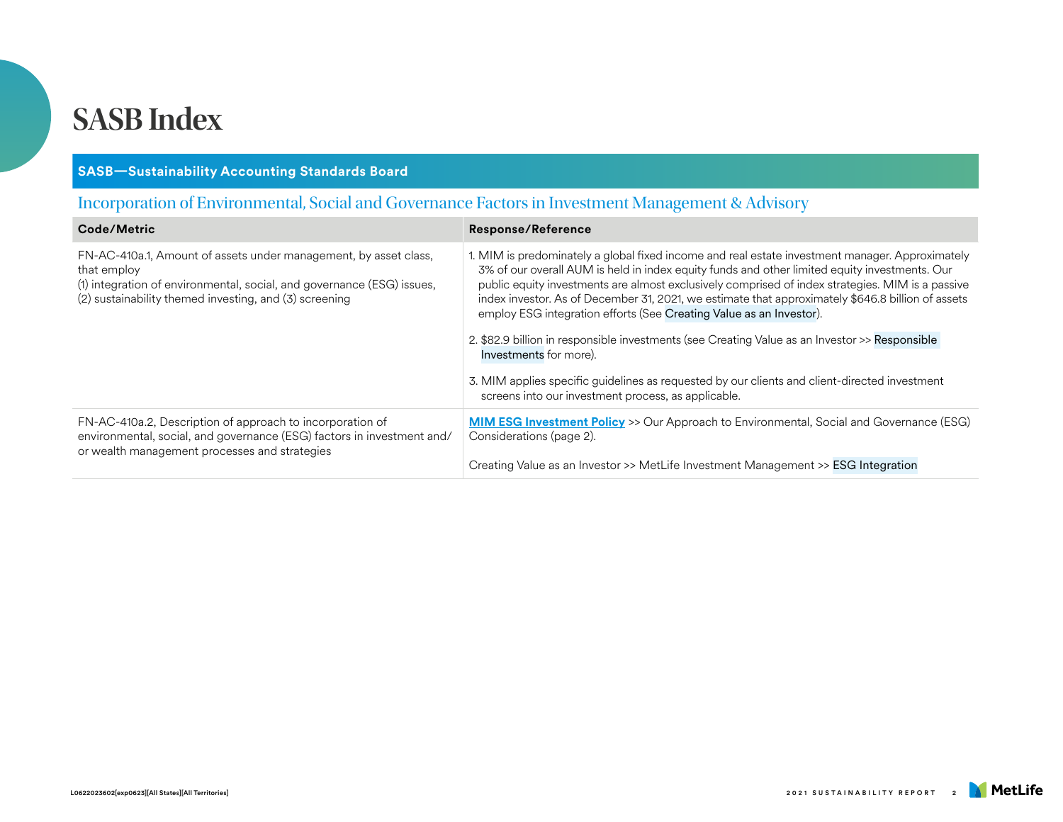# SASB Index

**SASB—Sustainability Accounting Standards Board**

## Incorporation of Environmental, Social and Governance Factors in Investment Management & Advisory

| Code/Metric | Response/Reference |
| --- | --- |
| FN-AC-410a.1, Amount of assets under management, by asset class, that employ (1) integration of environmental, social, and governance (ESG) issues, (2) sustainability themed investing, and (3) screening | 1. MIM is predominately a global fixed income and real estate investment manager. Approximately 3% of our overall AUM is held in index equity funds and other limited equity investments. Our public equity investments are almost exclusively comprised of index strategies. MIM is a passive index investor. As of December 31, 2021, we estimate that approximately $646.8 billion of assets employ ESG integration efforts (See Creating Value as an Investor).<br><br>2. $82.9 billion in responsible investments (see Creating Value as an Investor >> Responsible Investments for more).<br><br>3. MIM applies specific guidelines as requested by our clients and client-directed investment screens into our investment process, as applicable. |
| FN-AC-410a.2, Description of approach to incorporation of environmental, social, and governance (ESG) factors in investment and/or wealth management processes and strategies | **MIM ESG Investment Policy** >> Our Approach to Environmental, Social and Governance (ESG) Considerations (page 2).<br><br>Creating Value as an Investor >> MetLife Investment Management >> ESG Integration |

L0622023602[exp0623][All States][All Territories]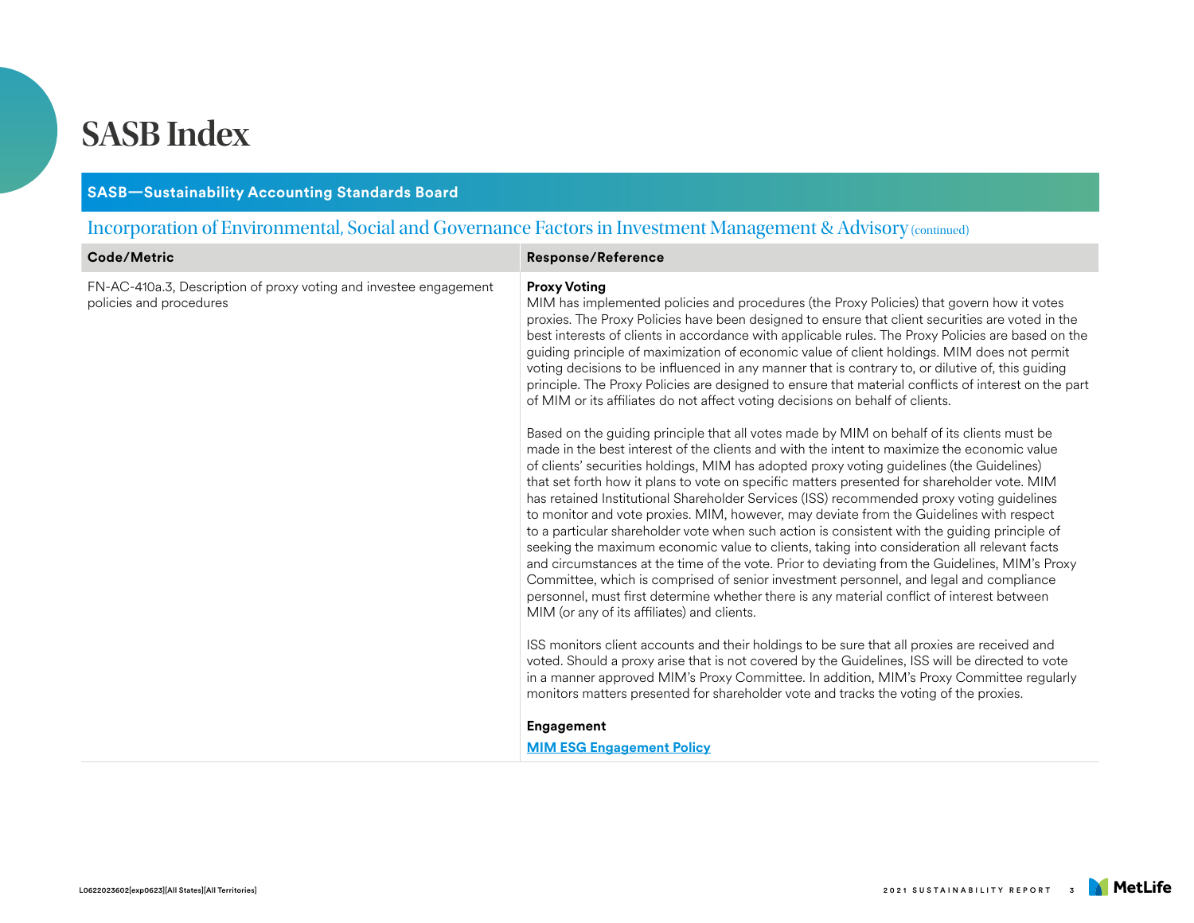# SASB Index

## SASB—Sustainability Accounting Standards Board

### Incorporation of Environmental, Social and Governance Factors in Investment Management & Advisory (continued)

| Code/Metric | Response/Reference |
|---|---|
| FN-AC-410a.3, Description of proxy voting and investee engagement policies and procedures | **Proxy Voting**<br>MIM has implemented policies and procedures (the Proxy Policies) that govern how it votes proxies. The Proxy Policies have been designed to ensure that client securities are voted in the best interests of clients in accordance with applicable rules. The Proxy Policies are based on the guiding principle of maximization of economic value of client holdings. MIM does not permit voting decisions to be influenced in any manner that is contrary to, or dilutive of, this guiding principle. The Proxy Policies are designed to ensure that material conflicts of interest on the part of MIM or its affiliates do not affect voting decisions on behalf of clients.<br><br>Based on the guiding principle that all votes made by MIM on behalf of its clients must be made in the best interest of the clients and with the intent to maximize the economic value of clients' securities holdings, MIM has adopted proxy voting guidelines (the Guidelines) that set forth how it plans to vote on specific matters presented for shareholder vote. MIM has retained Institutional Shareholder Services (ISS) recommended proxy voting guidelines to monitor and vote proxies. MIM, however, may deviate from the Guidelines with respect to a particular shareholder vote when such action is consistent with the guiding principle of seeking the maximum economic value to clients, taking into consideration all relevant facts and circumstances at the time of the vote. Prior to deviating from the Guidelines, MIM's Proxy Committee, which is comprised of senior investment personnel, and legal and compliance personnel, must first determine whether there is any material conflict of interest between MIM (or any of its affiliates) and clients.<br><br>ISS monitors client accounts and their holdings to be sure that all proxies are received and voted. Should a proxy arise that is not covered by the Guidelines, ISS will be directed to vote in a manner approved MIM's Proxy Committee. In addition, MIM's Proxy Committee regularly monitors matters presented for shareholder vote and tracks the voting of the proxies.<br><br>**Engagement**<br>**MIM ESG Engagement Policy** |

L0622023602[exp0623][All States][All Territories]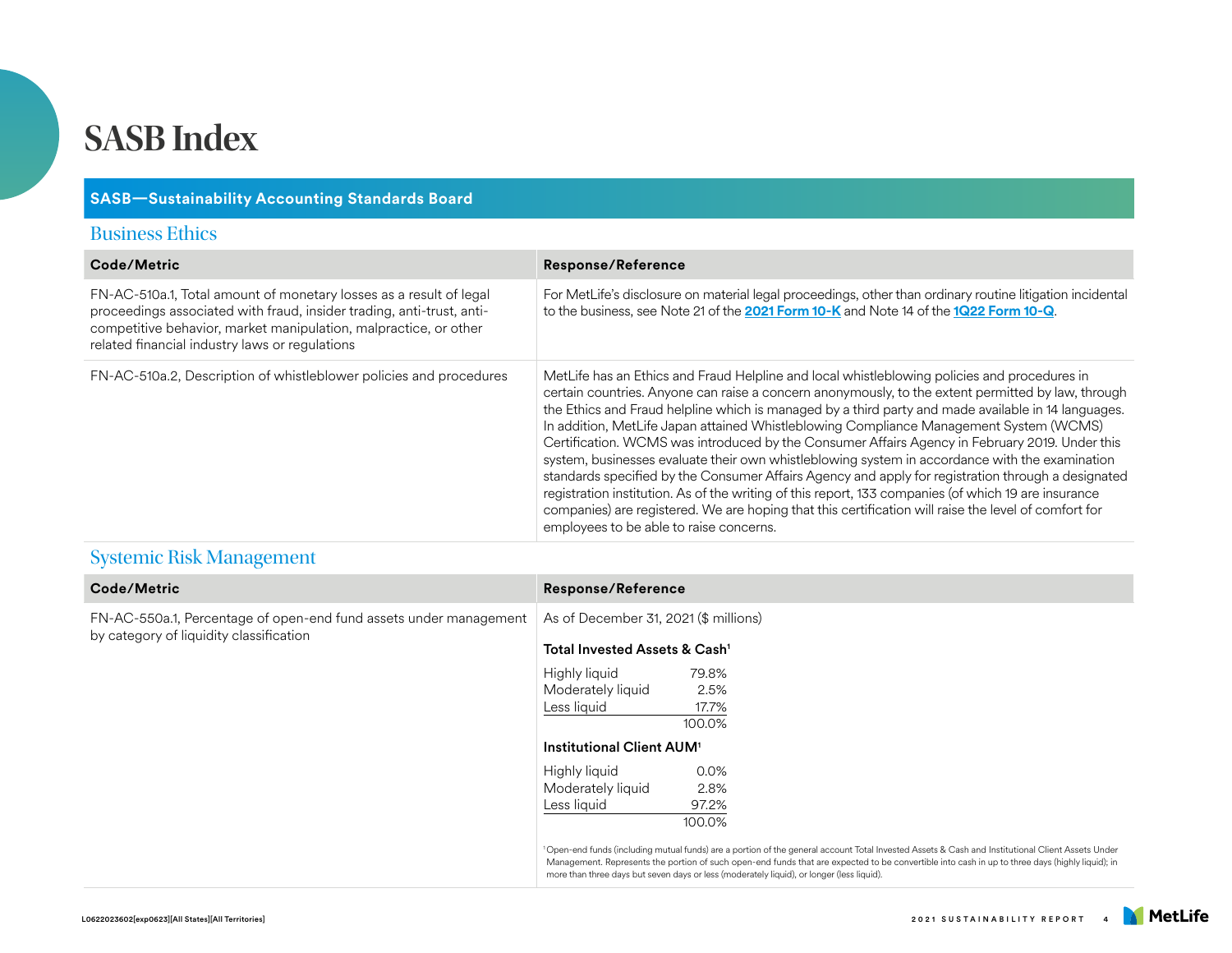# SASB Index

## SASB—Sustainability Accounting Standards Board

### Business Ethics

| Code/Metric | Response/Reference |
|---|---|
| FN-AC-510a.1, Total amount of monetary losses as a result of legal proceedings associated with fraud, insider trading, anti-trust, anti-competitive behavior, market manipulation, malpractice, or other related financial industry laws or regulations | For MetLife's disclosure on material legal proceedings, other than ordinary routine litigation incidental to the business, see Note 21 of the **2021 Form 10-K** and Note 14 of the **1Q22 Form 10-Q**. |
| FN-AC-510a.2, Description of whistleblower policies and procedures | MetLife has an Ethics and Fraud Helpline and local whistleblowing policies and procedures in certain countries. Anyone can raise a concern anonymously, to the extent permitted by law, through the Ethics and Fraud helpline which is managed by a third party and made available in 14 languages. In addition, MetLife Japan attained Whistleblowing Compliance Management System (WCMS) Certification. WCMS was introduced by the Consumer Affairs Agency in February 2019. Under this system, businesses evaluate their own whistleblowing system in accordance with the examination standards specified by the Consumer Affairs Agency and apply for registration through a designated registration institution. As of the writing of this report, 133 companies (of which 19 are insurance companies) are registered. We are hoping that this certification will raise the level of comfort for employees to be able to raise concerns. |

### Systemic Risk Management

| Code/Metric | Response/Reference |
|---|---|
| FN-AC-550a.1, Percentage of open-end fund assets under management by category of liquidity classification | As of December 31, 2021 ($ millions)<br><br>**Total Invested Assets & Cash**[1]<br>Highly liquid 79.8%<br>Moderately liquid 2.5%<br>Less liquid 17.7%<br>Total 100.0%<br><br>**Institutional Client AUM**[1]<br>Highly liquid 0.0%<br>Moderately liquid 2.8%<br>Less liquid 97.2%<br>Total 100.0%<br><br>[1] Open-end funds (including mutual funds) are a portion of the general account Total Invested Assets & Cash and Institutional Client Assets Under Management. Represents the portion of such open-end funds that are expected to be convertible into cash in up to three days (highly liquid); in more than three days but seven days or less (moderately liquid), or longer (less liquid). |

L0622023602[exp0623][All States][All Territories]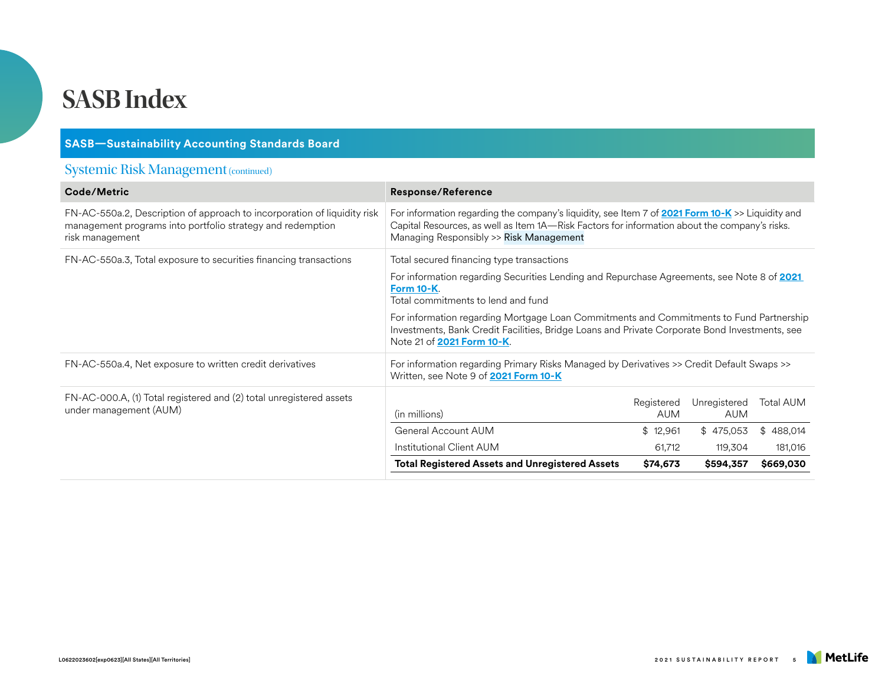# SASB Index

## SASB—Sustainability Accounting Standards Board

### Systemic Risk Management (continued)

| Code/Metric | Response/Reference |
|---|---|
| FN-AC-550a.2, Description of approach to incorporation of liquidity risk management programs into portfolio strategy and redemption risk management | For information regarding the company's liquidity, see Item 7 of **2021 Form 10-K** >> Liquidity and Capital Resources, as well as Item 1A—Risk Factors for information about the company's risks. Managing Responsibly >> Risk Management |
| FN-AC-550a.3, Total exposure to securities financing transactions | Total secured financing type transactions<br><br>For information regarding Securities Lending and Repurchase Agreements, see Note 8 of **2021 Form 10-K**.<br>Total commitments to lend and fund<br><br>For information regarding Mortgage Loan Commitments and Commitments to Fund Partnership Investments, Bank Credit Facilities, Bridge Loans and Private Corporate Bond Investments, see Note 21 of **2021 Form 10-K**. |
| FN-AC-550a.4, Net exposure to written credit derivatives | For information regarding Primary Risks Managed by Derivatives >> Credit Default Swaps >> Written, see Note 9 of **2021 Form 10-K** |
| FN-AC-000.A, (1) Total registered and (2) total unregistered assets under management (AUM) | See table below |

| (in millions) | Registered AUM | Unregistered AUM | Total AUM |
|---|---|---|---|
| General Account AUM | $ 12,961 | $ 475,053 | $ 488,014 |
| Institutional Client AUM | 61,712 | 119,304 | 181,016 |
| **Total Registered Assets and Unregistered Assets** | **$74,673** | **$594,357** | **$669,030** |

L0622023602[exp0623][All States][All Territories]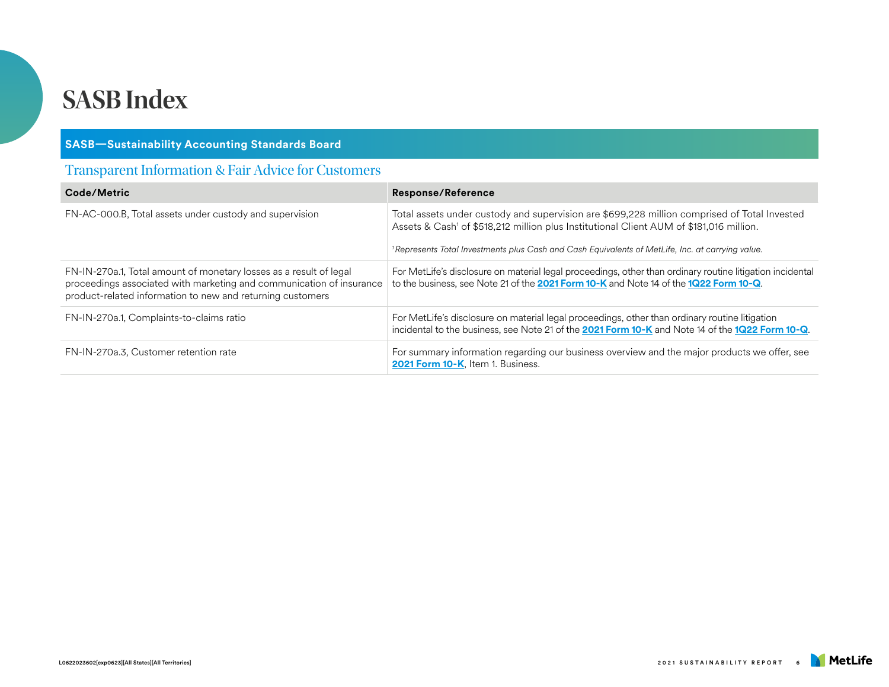# SASB Index

## SASB—Sustainability Accounting Standards Board

### Transparent Information & Fair Advice for Customers

| Code/Metric | Response/Reference |
|---|---|
| FN-AC-000.B, Total assets under custody and supervision | Total assets under custody and supervision are $699,228 million comprised of Total Invested Assets & Cash[1] of $518,212 million plus Institutional Client AUM of $181,016 million.<br><br>*[1] Represents Total Investments plus Cash and Cash Equivalents of MetLife, Inc. at carrying value.* |
| FN-IN-270a.1, Total amount of monetary losses as a result of legal proceedings associated with marketing and communication of insurance product-related information to new and returning customers | For MetLife's disclosure on material legal proceedings, other than ordinary routine litigation incidental to the business, see Note 21 of the **2021 Form 10-K** and Note 14 of the **1Q22 Form 10-Q**. |
| FN-IN-270a.1, Complaints-to-claims ratio | For MetLife's disclosure on material legal proceedings, other than ordinary routine litigation incidental to the business, see Note 21 of the **2021 Form 10-K** and Note 14 of the **1Q22 Form 10-Q**. |
| FN-IN-270a.3, Customer retention rate | For summary information regarding our business overview and the major products we offer, see **2021 Form 10-K**, Item 1. Business. |

L0622023602[exp0623][All States][All Territories]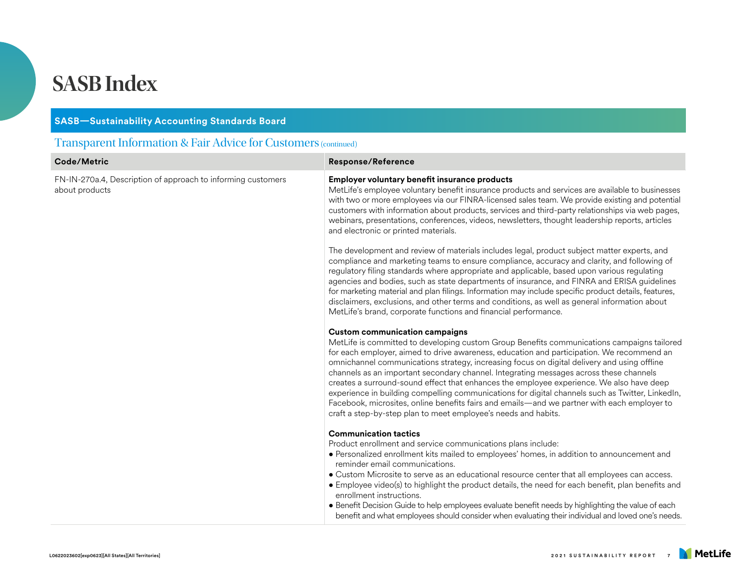# SASB Index

## SASB—Sustainability Accounting Standards Board

### Transparent Information & Fair Advice for Customers (continued)

| Code/Metric | Response/Reference |
|---|---|
| FN-IN-270a.4, Description of approach to informing customers about products | **Employer voluntary benefit insurance products**<br>MetLife's employee voluntary benefit insurance products and services are available to businesses with two or more employees via our FINRA-licensed sales team. We provide existing and potential customers with information about products, services and third-party relationships via web pages, webinars, presentations, conferences, videos, newsletters, thought leadership reports, articles and electronic or printed materials.<br><br>The development and review of materials includes legal, product subject matter experts, and compliance and marketing teams to ensure compliance, accuracy and clarity, and following of regulatory filing standards where appropriate and applicable, based upon various regulating agencies and bodies, such as state departments of insurance, and FINRA and ERISA guidelines for marketing material and plan filings. Information may include specific product details, features, disclaimers, exclusions, and other terms and conditions, as well as general information about MetLife's brand, corporate functions and financial performance.<br><br>**Custom communication campaigns**<br>MetLife is committed to developing custom Group Benefits communications campaigns tailored for each employer, aimed to drive awareness, education and participation. We recommend an omnichannel communications strategy, increasing focus on digital delivery and using offline channels as an important secondary channel. Integrating messages across these channels creates a surround-sound effect that enhances the employee experience. We also have deep experience in building compelling communications for digital channels such as Twitter, LinkedIn, Facebook, microsites, online benefits fairs and emails—and we partner with each employer to craft a step-by-step plan to meet employee's needs and habits.<br><br>**Communication tactics**<br>Product enrollment and service communications plans include:<br>● Personalized enrollment kits mailed to employees' homes, in addition to announcement and reminder email communications.<br>● Custom Microsite to serve as an educational resource center that all employees can access.<br>● Employee video(s) to highlight the product details, the need for each benefit, plan benefits and enrollment instructions.<br>● Benefit Decision Guide to help employees evaluate benefit needs by highlighting the value of each benefit and what employees should consider when evaluating their individual and loved one's needs. |

L0622023602[exp0623][All States][All Territories]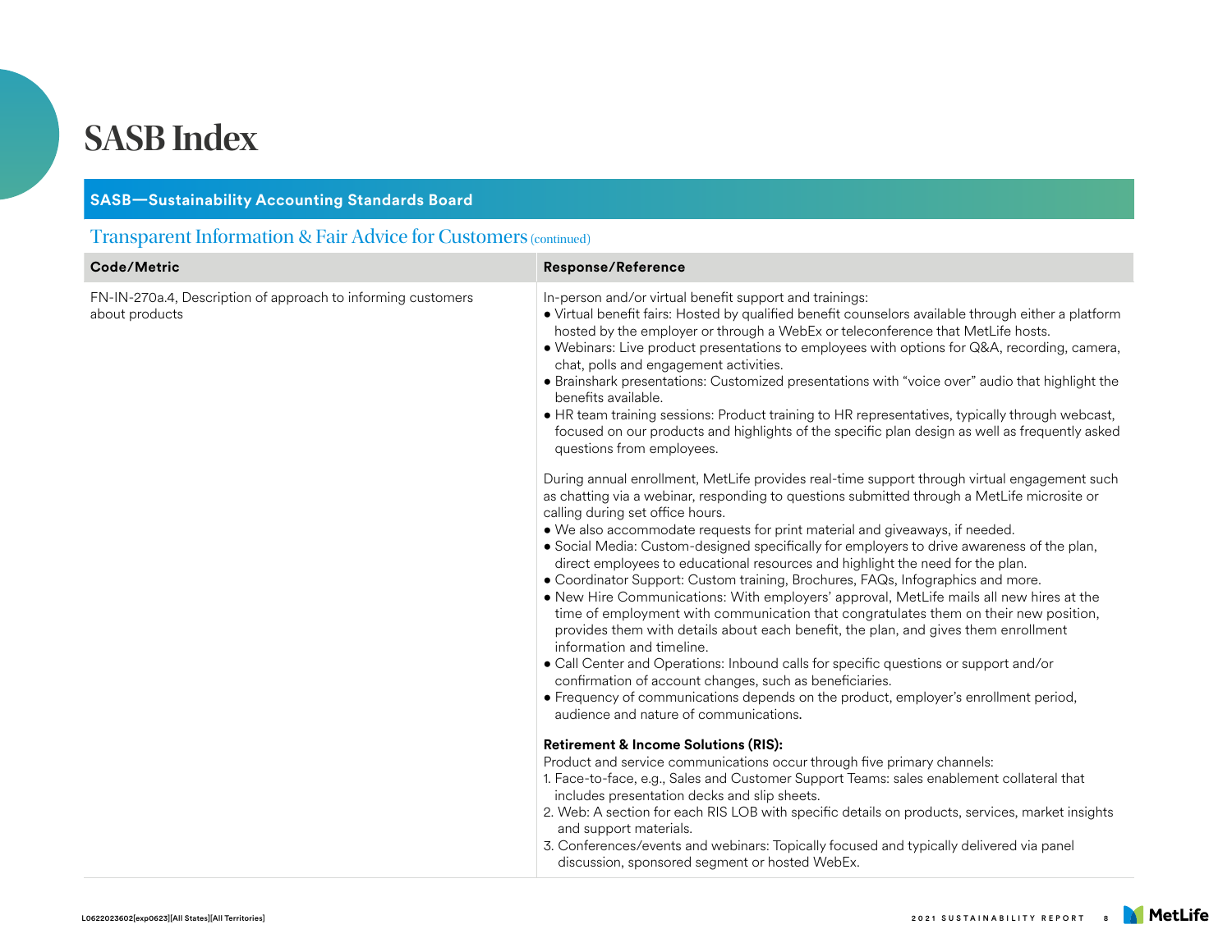# SASB Index

**SASB—Sustainability Accounting Standards Board**

## Transparent Information & Fair Advice for Customers (continued)

| Code/Metric | Response/Reference |
|---|---|
| FN-IN-270a.4, Description of approach to informing customers about products | In-person and/or virtual benefit support and trainings:<br>• Virtual benefit fairs: Hosted by qualified benefit counselors available through either a platform hosted by the employer or through a WebEx or teleconference that MetLife hosts.<br>• Webinars: Live product presentations to employees with options for Q&A, recording, camera, chat, polls and engagement activities.<br>• Brainshark presentations: Customized presentations with "voice over" audio that highlight the benefits available.<br>• HR team training sessions: Product training to HR representatives, typically through webcast, focused on our products and highlights of the specific plan design as well as frequently asked questions from employees.<br><br>During annual enrollment, MetLife provides real-time support through virtual engagement such as chatting via a webinar, responding to questions submitted through a MetLife microsite or calling during set office hours.<br>• We also accommodate requests for print material and giveaways, if needed.<br>• Social Media: Custom-designed specifically for employers to drive awareness of the plan, direct employees to educational resources and highlight the need for the plan.<br>• Coordinator Support: Custom training, Brochures, FAQs, Infographics and more.<br>• New Hire Communications: With employers' approval, MetLife mails all new hires at the time of employment with communication that congratulates them on their new position, provides them with details about each benefit, the plan, and gives them enrollment information and timeline.<br>• Call Center and Operations: Inbound calls for specific questions or support and/or confirmation of account changes, such as beneficiaries.<br>• Frequency of communications depends on the product, employer's enrollment period, audience and nature of communications.<br><br>**Retirement & Income Solutions (RIS):**<br>Product and service communications occur through five primary channels:<br>1. Face-to-face, e.g., Sales and Customer Support Teams: sales enablement collateral that includes presentation decks and slip sheets.<br>2. Web: A section for each RIS LOB with specific details on products, services, market insights and support materials.<br>3. Conferences/events and webinars: Topically focused and typically delivered via panel discussion, sponsored segment or hosted WebEx. |

L0622023602[exp0623][All States][All Territories]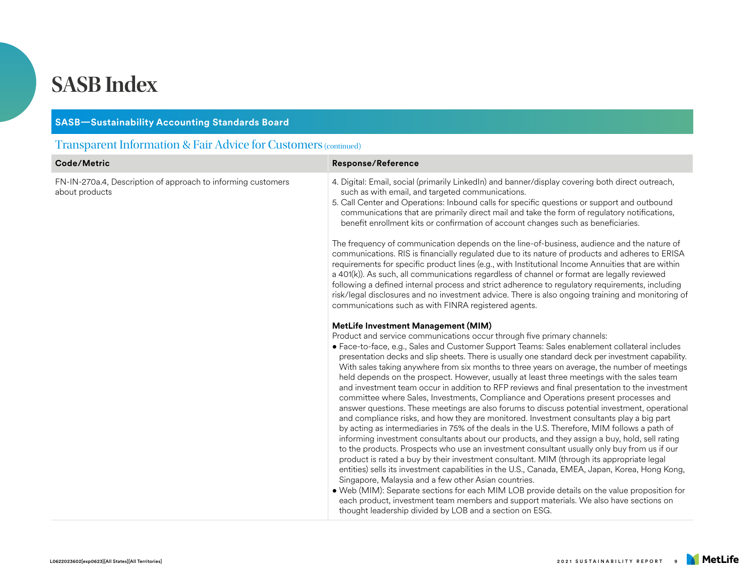# SASB Index

## SASB—Sustainability Accounting Standards Board

### Transparent Information & Fair Advice for Customers (continued)

| Code/Metric | Response/Reference |
|---|---|
| FN-IN-270a.4, Description of approach to informing customers about products | 4. Digital: Email, social (primarily LinkedIn) and banner/display covering both direct outreach, such as with email, and targeted communications.<br>5. Call Center and Operations: Inbound calls for specific questions or support and outbound communications that are primarily direct mail and take the form of regulatory notifications, benefit enrollment kits or confirmation of account changes such as beneficiaries.<br><br>The frequency of communication depends on the line-of-business, audience and the nature of communications. RIS is financially regulated due to its nature of products and adheres to ERISA requirements for specific product lines (e.g., with Institutional Income Annuities that are within a 401(k)). As such, all communications regardless of channel or format are legally reviewed following a defined internal process and strict adherence to regulatory requirements, including risk/legal disclosures and no investment advice. There is also ongoing training and monitoring of communications such as with FINRA registered agents.<br><br>**MetLife Investment Management (MIM)**<br>Product and service communications occur through five primary channels:<br>• Face-to-face, e.g., Sales and Customer Support Teams: Sales enablement collateral includes presentation decks and slip sheets. There is usually one standard deck per investment capability. With sales taking anywhere from six months to three years on average, the number of meetings held depends on the prospect. However, usually at least three meetings with the sales team and investment team occur in addition to RFP reviews and final presentation to the investment committee where Sales, Investments, Compliance and Operations present processes and answer questions. These meetings are also forums to discuss potential investment, operational and compliance risks, and how they are monitored. Investment consultants play a big part by acting as intermediaries in 75% of the deals in the U.S. Therefore, MIM follows a path of informing investment consultants about our products, and they assign a buy, hold, sell rating to the products. Prospects who use an investment consultant usually only buy from us if our product is rated a buy by their investment consultant. MIM (through its appropriate legal entities) sells its investment capabilities in the U.S., Canada, EMEA, Japan, Korea, Hong Kong, Singapore, Malaysia and a few other Asian countries.<br>• Web (MIM): Separate sections for each MIM LOB provide details on the value proposition for each product, investment team members and support materials. We also have sections on thought leadership divided by LOB and a section on ESG. |

L0622023602[exp0623][All States][All Territories]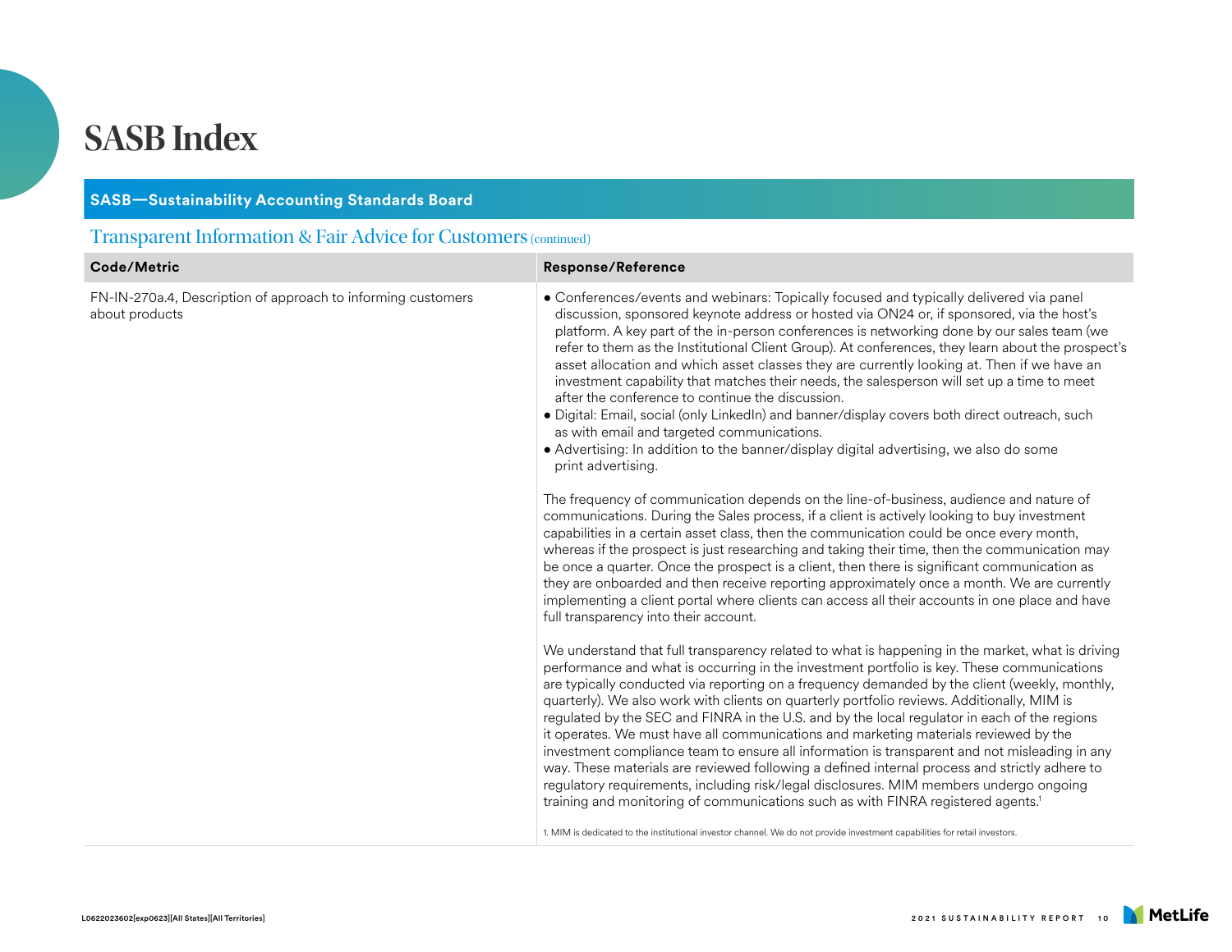# SASB Index

**SASB—Sustainability Accounting Standards Board**

## Transparent Information & Fair Advice for Customers (continued)

| Code/Metric | Response/Reference |
|---|---|
| FN-IN-270a.4, Description of approach to informing customers about products | • Conferences/events and webinars: Topically focused and typically delivered via panel discussion, sponsored keynote address or hosted via ON24 or, if sponsored, via the host's platform. A key part of the in-person conferences is networking done by our sales team (we refer to them as the Institutional Client Group). At conferences, they learn about the prospect's asset allocation and which asset classes they are currently looking at. Then if we have an investment capability that matches their needs, the salesperson will set up a time to meet after the conference to continue the discussion.<br>• Digital: Email, social (only LinkedIn) and banner/display covers both direct outreach, such as with email and targeted communications.<br>• Advertising: In addition to the banner/display digital advertising, we also do some print advertising.<br><br>The frequency of communication depends on the line-of-business, audience and nature of communications. During the Sales process, if a client is actively looking to buy investment capabilities in a certain asset class, then the communication could be once every month, whereas if the prospect is just researching and taking their time, then the communication may be once a quarter. Once the prospect is a client, then there is significant communication as they are onboarded and then receive reporting approximately once a month. We are currently implementing a client portal where clients can access all their accounts in one place and have full transparency into their account.<br><br>We understand that full transparency related to what is happening in the market, what is driving performance and what is occurring in the investment portfolio is key. These communications are typically conducted via reporting on a frequency demanded by the client (weekly, monthly, quarterly). We also work with clients on quarterly portfolio reviews. Additionally, MIM is regulated by the SEC and FINRA in the U.S. and by the local regulator in each of the regions it operates. We must have all communications and marketing materials reviewed by the investment compliance team to ensure all information is transparent and not misleading in any way. These materials are reviewed following a defined internal process and strictly adhere to regulatory requirements, including risk/legal disclosures. MIM members undergo ongoing training and monitoring of communications such as with FINRA registered agents.[1]<br><br>1. MIM is dedicated to the institutional investor channel. We do not provide investment capabilities for retail investors. |

L0622023602[exp0623][All States][All Territories]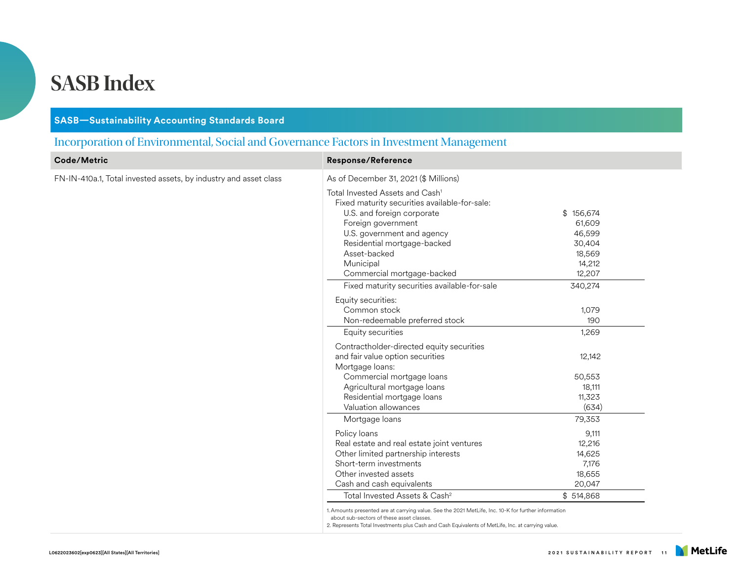# SASB Index

## SASB—Sustainability Accounting Standards Board

### Incorporation of Environmental, Social and Governance Factors in Investment Management

| Code/Metric | Response/Reference | |
|---|---|---|
| FN-IN-410a.1, Total invested assets, by industry and asset class | As of December 31, 2021 ($ Millions) | |
| | Total Invested Assets and Cash[1] | |
| | Fixed maturity securities available-for-sale: | |
| | U.S. and foreign corporate | $ 156,674 |
| | Foreign government | 61,609 |
| | U.S. government and agency | 46,599 |
| | Residential mortgage-backed | 30,404 |
| | Asset-backed | 18,569 |
| | Municipal | 14,212 |
| | Commercial mortgage-backed | 12,207 |
| | Fixed maturity securities available-for-sale | 340,274 |
| | Equity securities: | |
| | Common stock | 1,079 |
| | Non-redeemable preferred stock | 190 |
| | Equity securities | 1,269 |
| | Contractholder-directed equity securities and fair value option securities | 12,142 |
| | Mortgage loans: | |
| | Commercial mortgage loans | 50,553 |
| | Agricultural mortgage loans | 18,111 |
| | Residential mortgage loans | 11,323 |
| | Valuation allowances | (634) |
| | Mortgage loans | 79,353 |
| | Policy loans | 9,111 |
| | Real estate and real estate joint ventures | 12,216 |
| | Other limited partnership interests | 14,625 |
| | Short-term investments | 7,176 |
| | Other invested assets | 18,655 |
| | Cash and cash equivalents | 20,047 |
| | Total Invested Assets & Cash[2] | $ 514,868 |

1. Amounts presented are at carrying value. See the 2021 MetLife, Inc. 10-K for further information about sub-sectors of these asset classes.
2. Represents Total Investments plus Cash and Cash Equivalents of MetLife, Inc. at carrying value.

L0622023602[exp0623][All States][All Territories]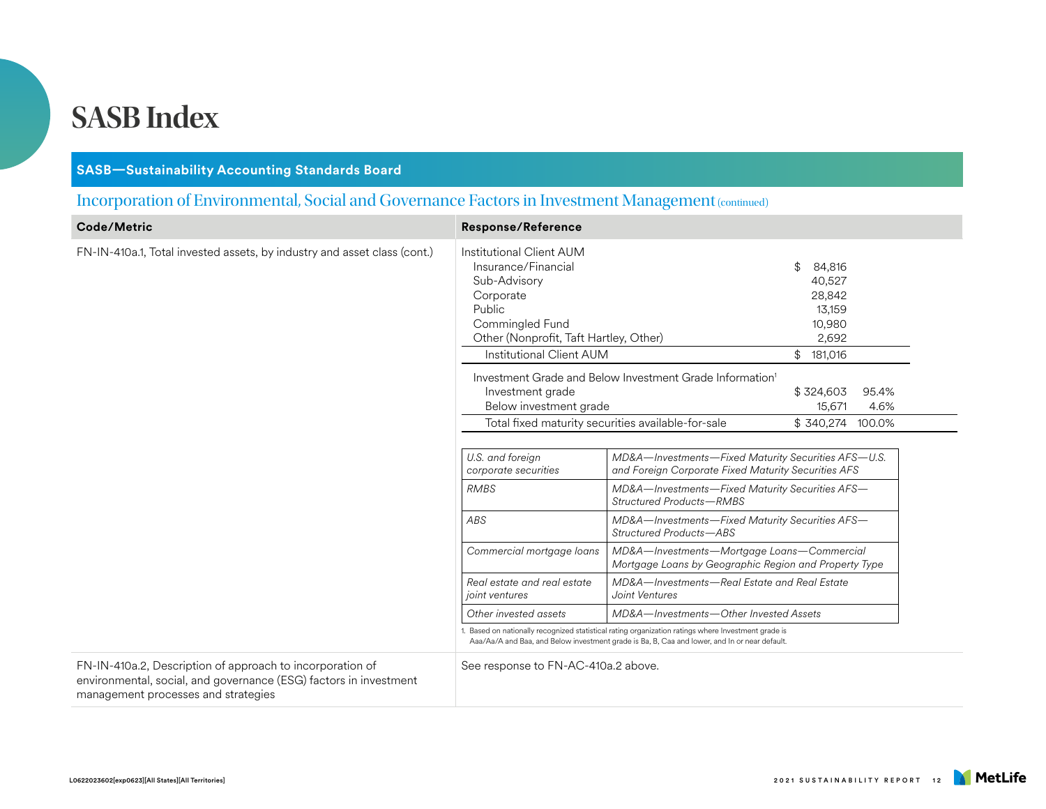# SASB Index

## SASB—Sustainability Accounting Standards Board

### Incorporation of Environmental, Social and Governance Factors in Investment Management (continued)

| Code/Metric | Response/Reference |
|---|---|
| FN-IN-410a.1, Total invested assets, by industry and asset class (cont.) | See tables below |
| FN-IN-410a.2, Description of approach to incorporation of environmental, social, and governance (ESG) factors in investment management processes and strategies | See response to FN-AC-410a.2 above. |

**Institutional Client AUM**

| | |
|---|---|
| Insurance/Financial | $ 84,816 |
| Sub-Advisory | 40,527 |
| Corporate | 28,842 |
| Public | 13,159 |
| Commingled Fund | 10,980 |
| Other (Nonprofit, Taft Hartley, Other) | 2,692 |
| Institutional Client AUM | $ 181,016 |

**Investment Grade and Below Investment Grade Information[1]**

| | | |
|---|---|---|
| Investment grade | $ 324,603 | 95.4% |
| Below investment grade | 15,671 | 4.6% |
| Total fixed maturity securities available-for-sale | $ 340,274 | 100.0% |

| | |
|---|---|
| *U.S. and foreign corporate securities* | *MD&A—Investments—Fixed Maturity Securities AFS—U.S. and Foreign Corporate Fixed Maturity Securities AFS* |
| *RMBS* | *MD&A—Investments—Fixed Maturity Securities AFS—Structured Products—RMBS* |
| *ABS* | *MD&A—Investments—Fixed Maturity Securities AFS—Structured Products—ABS* |
| *Commercial mortgage loans* | *MD&A—Investments—Mortgage Loans—Commercial Mortgage Loans by Geographic Region and Property Type* |
| *Real estate and real estate joint ventures* | *MD&A—Investments—Real Estate and Real Estate Joint Ventures* |
| *Other invested assets* | *MD&A—Investments—Other Invested Assets* |

1. Based on nationally recognized statistical rating organization ratings where Investment grade is Aaa/Aa/A and Baa, and Below investment grade is Ba, B, Caa and lower, and In or near default.

L0622023602[exp0623][All States][All Territories]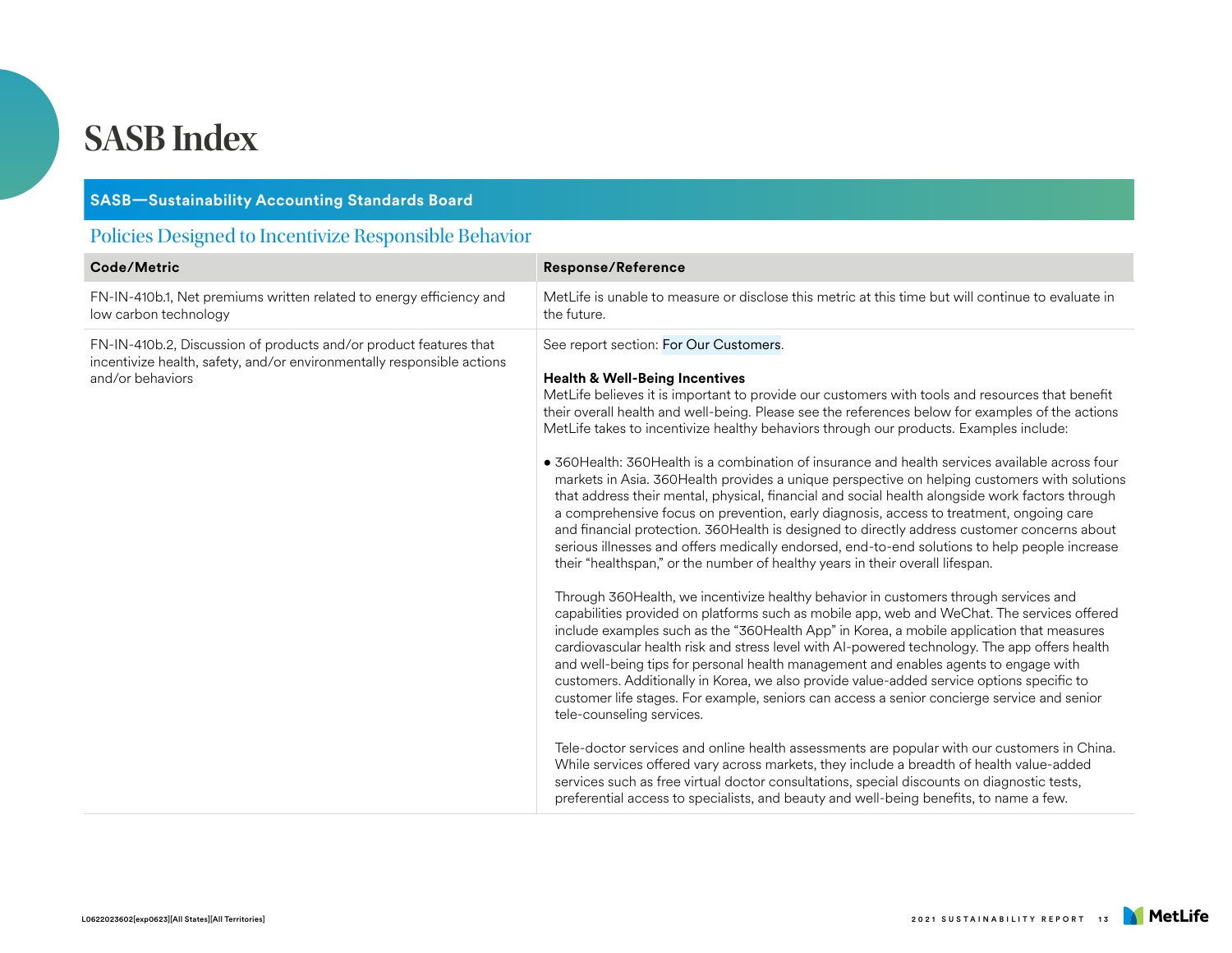# SASB Index

## SASB—Sustainability Accounting Standards Board

### Policies Designed to Incentivize Responsible Behavior

| Code/Metric | Response/Reference |
|---|---|
| FN-IN-410b.1, Net premiums written related to energy efficiency and low carbon technology | MetLife is unable to measure or disclose this metric at this time but will continue to evaluate in the future. |
| FN-IN-410b.2, Discussion of products and/or product features that incentivize health, safety, and/or environmentally responsible actions and/or behaviors | See report section: For Our Customers.<br><br>**Health & Well-Being Incentives**<br>MetLife believes it is important to provide our customers with tools and resources that benefit their overall health and well-being. Please see the references below for examples of the actions MetLife takes to incentivize healthy behaviors through our products. Examples include:<br><br>● 360Health: 360Health is a combination of insurance and health services available across four markets in Asia. 360Health provides a unique perspective on helping customers with solutions that address their mental, physical, financial and social health alongside work factors through a comprehensive focus on prevention, early diagnosis, access to treatment, ongoing care and financial protection. 360Health is designed to directly address customer concerns about serious illnesses and offers medically endorsed, end-to-end solutions to help people increase their "healthspan," or the number of healthy years in their overall lifespan.<br><br>Through 360Health, we incentivize healthy behavior in customers through services and capabilities provided on platforms such as mobile app, web and WeChat. The services offered include examples such as the "360Health App" in Korea, a mobile application that measures cardiovascular health risk and stress level with AI-powered technology. The app offers health and well-being tips for personal health management and enables agents to engage with customers. Additionally in Korea, we also provide value-added service options specific to customer life stages. For example, seniors can access a senior concierge service and senior tele-counseling services.<br><br>Tele-doctor services and online health assessments are popular with our customers in China. While services offered vary across markets, they include a breadth of health value-added services such as free virtual doctor consultations, special discounts on diagnostic tests, preferential access to specialists, and beauty and well-being benefits, to name a few. |

L0622023602[exp0623][All States][All Territories]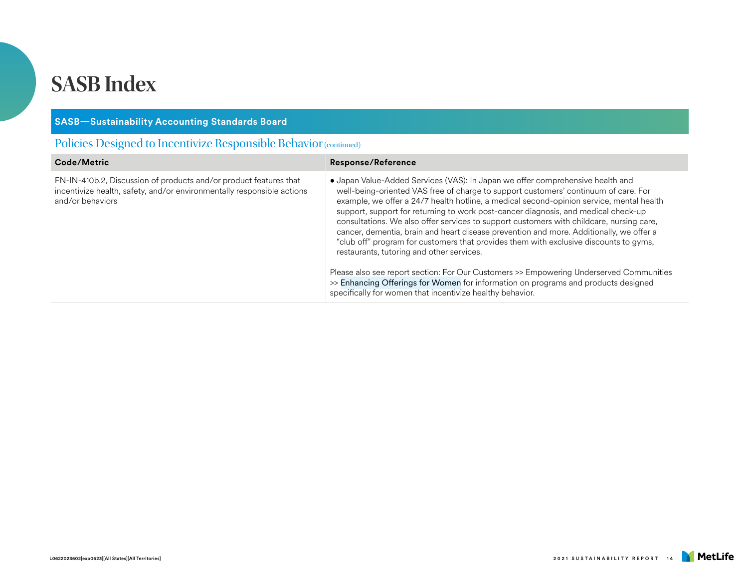# SASB Index

## SASB—Sustainability Accounting Standards Board

### Policies Designed to Incentivize Responsible Behavior (continued)

| Code/Metric | Response/Reference |
|---|---|
| FN-IN-410b.2, Discussion of products and/or product features that incentivize health, safety, and/or environmentally responsible actions and/or behaviors | • Japan Value-Added Services (VAS): In Japan we offer comprehensive health and well-being-oriented VAS free of charge to support customers' continuum of care. For example, we offer a 24/7 health hotline, a medical second-opinion service, mental health support, support for returning to work post-cancer diagnosis, and medical check-up consultations. We also offer services to support customers with childcare, nursing care, cancer, dementia, brain and heart disease prevention and more. Additionally, we offer a "club off" program for customers that provides them with exclusive discounts to gyms, restaurants, tutoring and other services.<br><br>Please also see report section: For Our Customers >> Empowering Underserved Communities >> Enhancing Offerings for Women for information on programs and products designed specifically for women that incentivize healthy behavior. |

L0622023602[exp0623][All States][All Territories]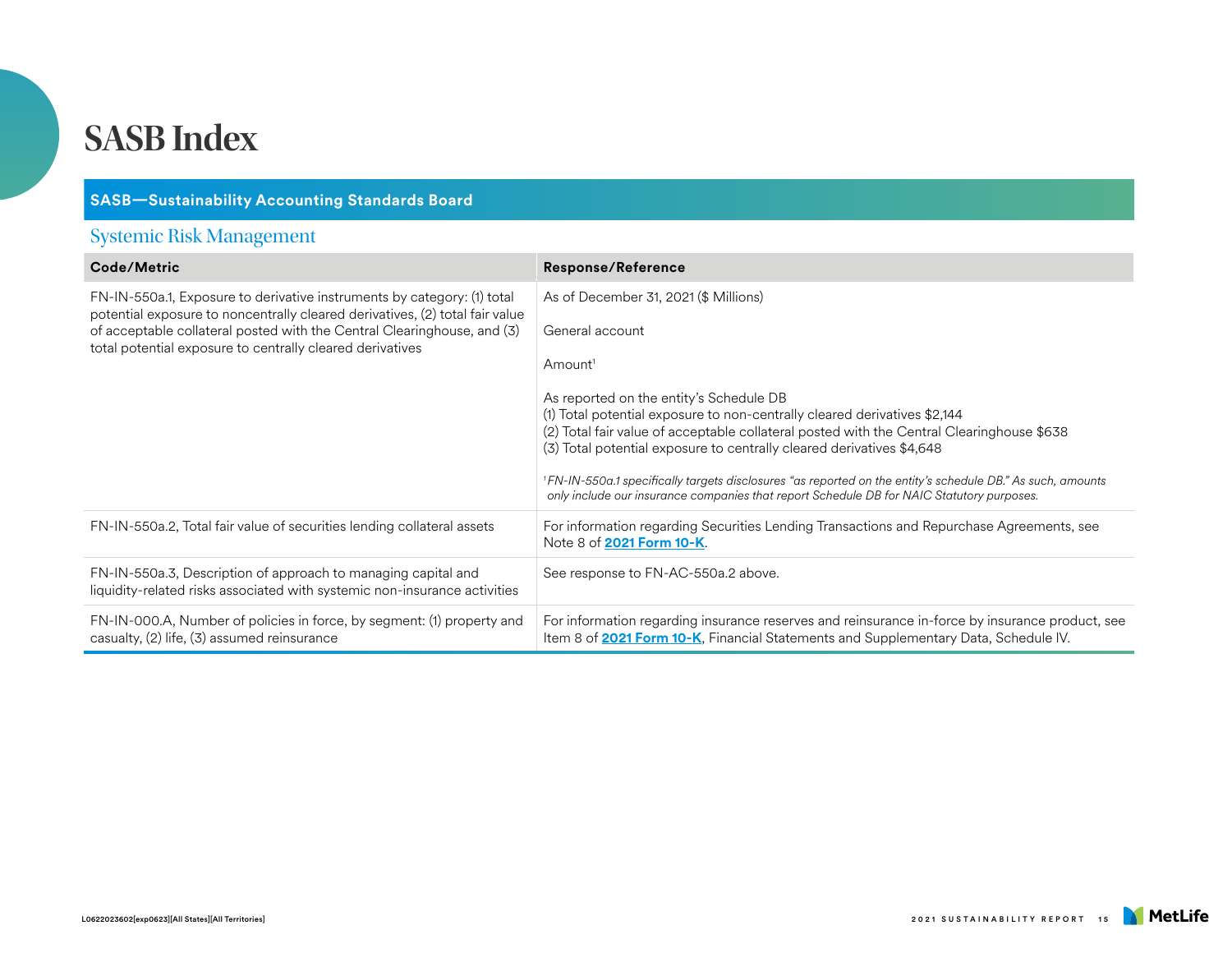# SASB Index

## SASB—Sustainability Accounting Standards Board

### Systemic Risk Management

| Code/Metric | Response/Reference |
| --- | --- |
| FN-IN-550a.1, Exposure to derivative instruments by category: (1) total potential exposure to noncentrally cleared derivatives, (2) total fair value of acceptable collateral posted with the Central Clearinghouse, and (3) total potential exposure to centrally cleared derivatives | As of December 31, 2021 ($ Millions)<br><br>General account<br><br>Amount[1]<br><br>As reported on the entity's Schedule DB<br>(1) Total potential exposure to non-centrally cleared derivatives $2,144<br>(2) Total fair value of acceptable collateral posted with the Central Clearinghouse $638<br>(3) Total potential exposure to centrally cleared derivatives $4,648<br><br>*[1] FN-IN-550a.1 specifically targets disclosures "as reported on the entity's schedule DB." As such, amounts only include our insurance companies that report Schedule DB for NAIC Statutory purposes.* |
| FN-IN-550a.2, Total fair value of securities lending collateral assets | For information regarding Securities Lending Transactions and Repurchase Agreements, see Note 8 of **2021 Form 10-K**. |
| FN-IN-550a.3, Description of approach to managing capital and liquidity-related risks associated with systemic non-insurance activities | See response to FN-AC-550a.2 above. |
| FN-IN-000.A, Number of policies in force, by segment: (1) property and casualty, (2) life, (3) assumed reinsurance | For information regarding insurance reserves and reinsurance in-force by insurance product, see Item 8 of **2021 Form 10-K**, Financial Statements and Supplementary Data, Schedule IV. |

L0622023602[exp0623][All States][All Territories]